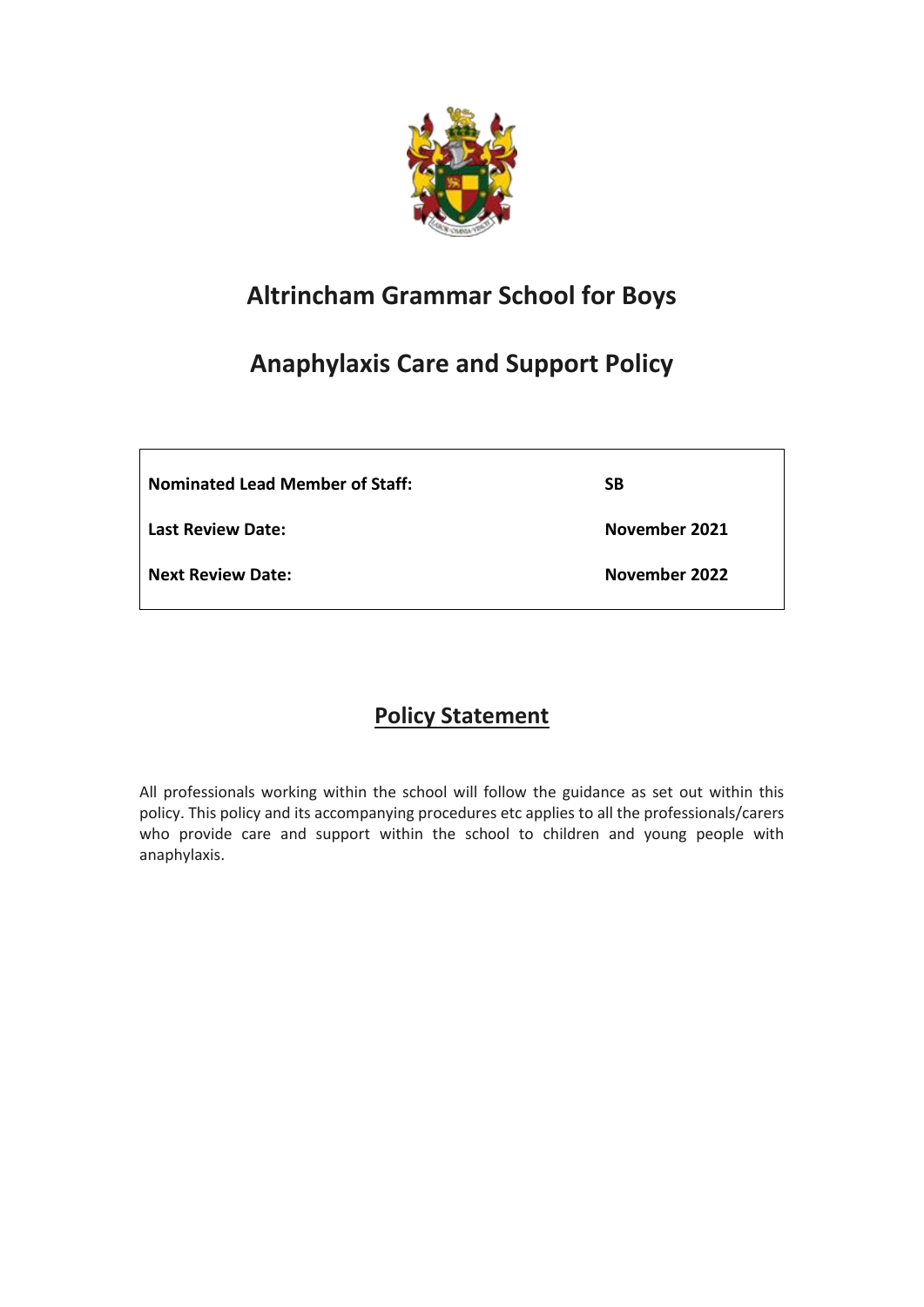# Altrincham Grammar School for Boys

# Anaphylaxis Care and Support Policy

| | |
|---|---|
| **Nominated Lead Member of Staff:** | **SB** |
| **Last Review Date:** | **November 2021** |
| **Next Review Date:** | **November 2022** |

## Policy Statement

All professionals working within the school will follow the guidance as set out within this policy. This policy and its accompanying procedures etc applies to all the professionals/carers who provide care and support within the school to children and young people with anaphylaxis.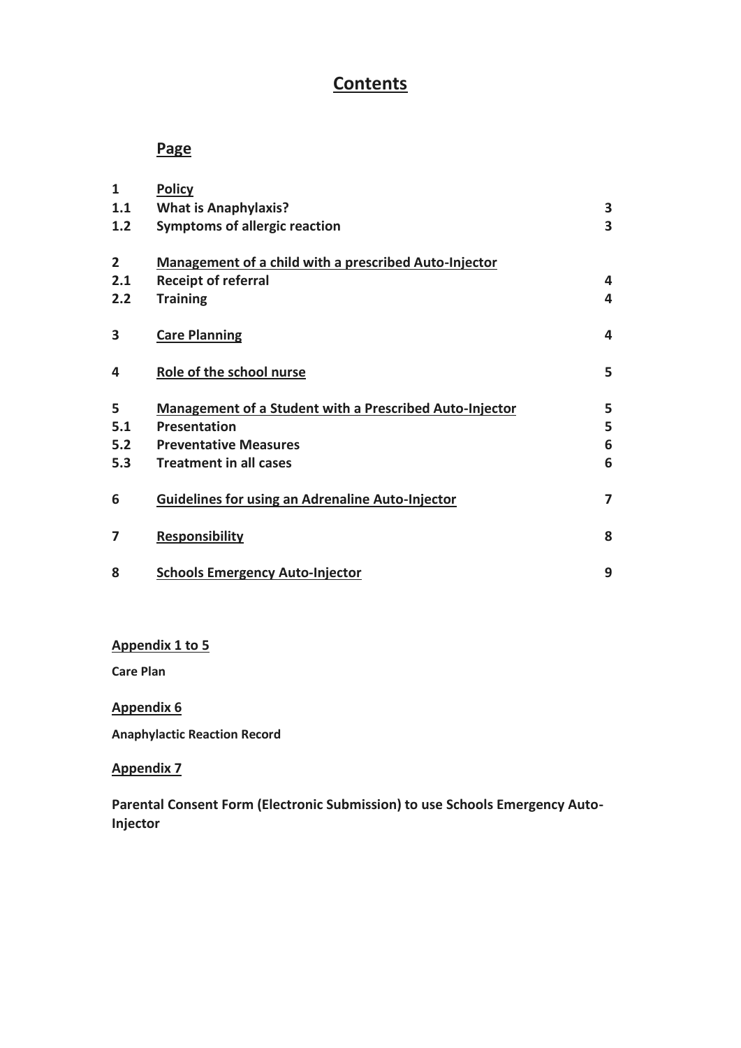# Contents

| | Page | |
|---|---|---|
| **1** | **Policy** | |
| **1.1** | **What is Anaphylaxis?** | **3** |
| **1.2** | **Symptoms of allergic reaction** | **3** |
| **2** | **Management of a child with a prescribed Auto-Injector** | |
| **2.1** | **Receipt of referral** | **4** |
| **2.2** | **Training** | **4** |
| **3** | **Care Planning** | **4** |
| **4** | **Role of the school nurse** | **5** |
| **5** | **Management of a Student with a Prescribed Auto-Injector** | **5** |
| **5.1** | **Presentation** | **5** |
| **5.2** | **Preventative Measures** | **6** |
| **5.3** | **Treatment in all cases** | **6** |
| **6** | **Guidelines for using an Adrenaline Auto-Injector** | **7** |
| **7** | **Responsibility** | **8** |
| **8** | **Schools Emergency Auto-Injector** | **9** |

**Appendix 1 to 5**

**Care Plan**

**Appendix 6**

**Anaphylactic Reaction Record**

**Appendix 7**

**Parental Consent Form (Electronic Submission) to use Schools Emergency Auto-Injector**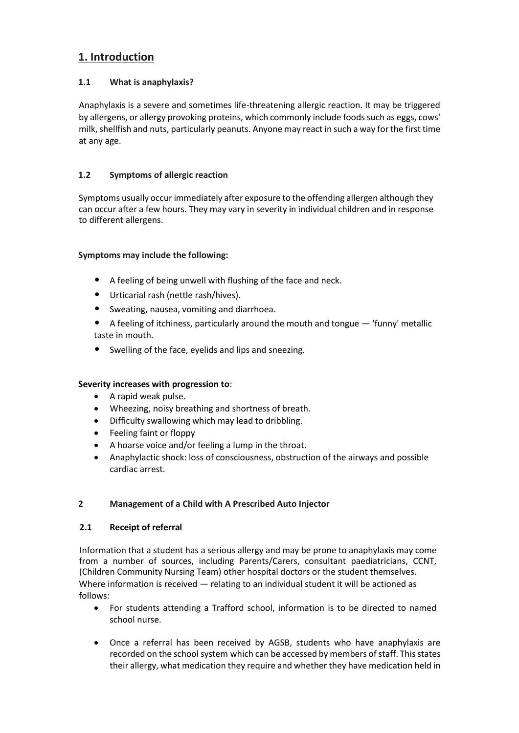# 1. Introduction

### 1.1 What is anaphylaxis?

Anaphylaxis is a severe and sometimes life-threatening allergic reaction. It may be triggered by allergens, or allergy provoking proteins, which commonly include foods such as eggs, cows' milk, shellfish and nuts, particularly peanuts. Anyone may react in such a way for the first time at any age.

### 1.2 Symptoms of allergic reaction

Symptoms usually occur immediately after exposure to the offending allergen although they can occur after a few hours. They may vary in severity in individual children and in response to different allergens.

**Symptoms may include the following:**

- A feeling of being unwell with flushing of the face and neck.
- Urticarial rash (nettle rash/hives).
- Sweating, nausea, vomiting and diarrhoea.
- A feeling of itchiness, particularly around the mouth and tongue — 'funny' metallic taste in mouth.
- Swelling of the face, eyelids and lips and sneezing.

**Severity increases with progression to**:

- A rapid weak pulse.
- Wheezing, noisy breathing and shortness of breath.
- Difficulty swallowing which may lead to dribbling.
- Feeling faint or floppy
- A hoarse voice and/or feeling a lump in the throat.
- Anaphylactic shock: loss of consciousness, obstruction of the airways and possible cardiac arrest.

## 2 Management of a Child with A Prescribed Auto Injector

### 2.1 Receipt of referral

Information that a student has a serious allergy and may be prone to anaphylaxis may come from a number of sources, including Parents/Carers, consultant paediatricians, CCNT, (Children Community Nursing Team) other hospital doctors or the student themselves. Where information is received — relating to an individual student it will be actioned as follows:

- For students attending a Trafford school, information is to be directed to named school nurse.
- Once a referral has been received by AGSB, students who have anaphylaxis are recorded on the school system which can be accessed by members of staff. This states their allergy, what medication they require and whether they have medication held in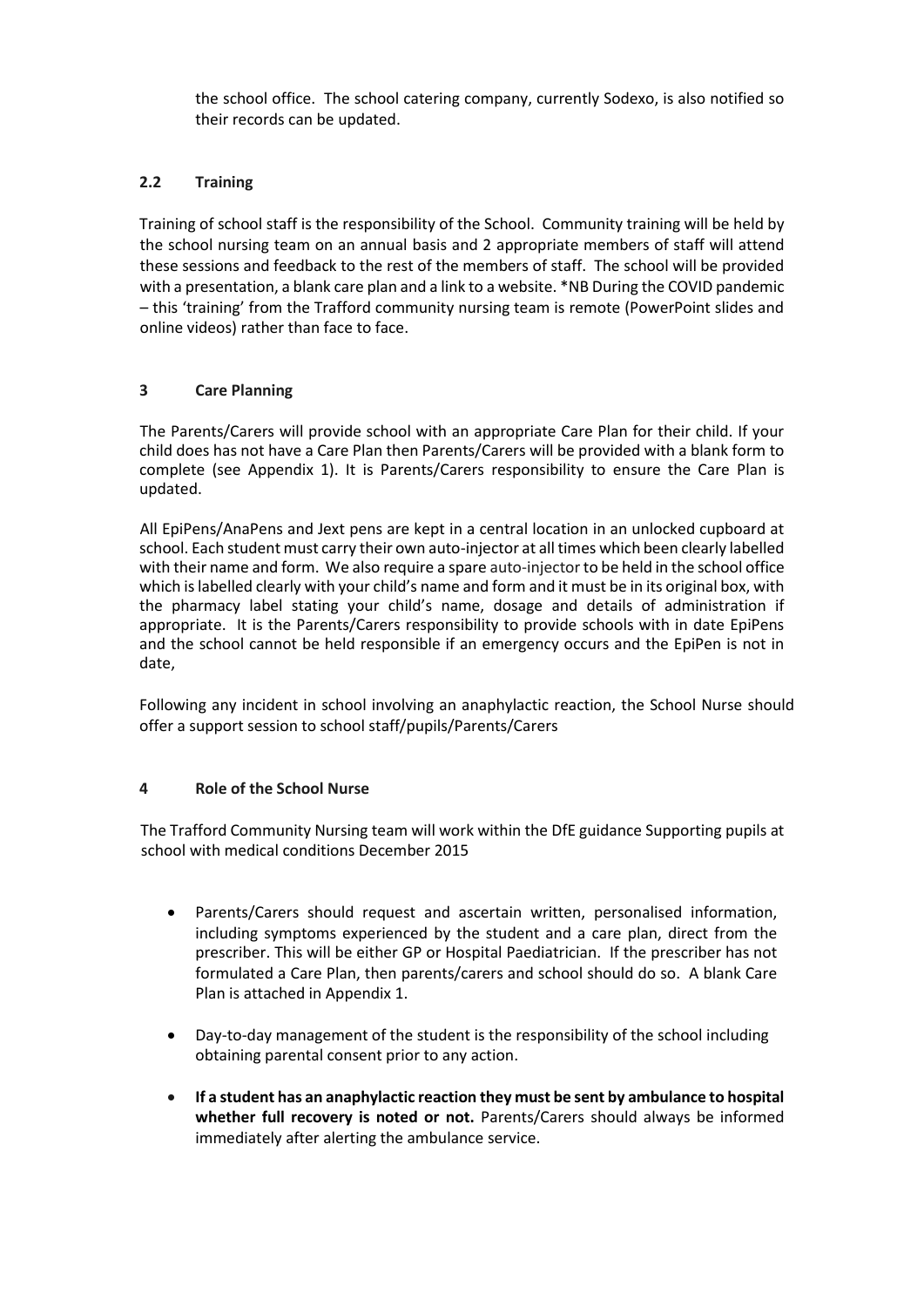the school office. The school catering company, currently Sodexo, is also notified so their records can be updated.

### 2.2 Training

Training of school staff is the responsibility of the School. Community training will be held by the school nursing team on an annual basis and 2 appropriate members of staff will attend these sessions and feedback to the rest of the members of staff. The school will be provided with a presentation, a blank care plan and a link to a website. *NB During the COVID pandemic – this 'training' from the Trafford community nursing team is remote (PowerPoint slides and online videos) rather than face to face.

## 3 Care Planning

The Parents/Carers will provide school with an appropriate Care Plan for their child. If your child does has not have a Care Plan then Parents/Carers will be provided with a blank form to complete (see Appendix 1). It is Parents/Carers responsibility to ensure the Care Plan is updated.

All EpiPens/AnaPens and Jext pens are kept in a central location in an unlocked cupboard at school. Each student must carry their own auto-injector at all times which been clearly labelled with their name and form. We also require a spare auto-injector to be held in the school office which is labelled clearly with your child's name and form and it must be in its original box, with the pharmacy label stating your child's name, dosage and details of administration if appropriate. It is the Parents/Carers responsibility to provide schools with in date EpiPens and the school cannot be held responsible if an emergency occurs and the EpiPen is not in date,

Following any incident in school involving an anaphylactic reaction, the School Nurse should offer a support session to school staff/pupils/Parents/Carers

## 4 Role of the School Nurse

The Trafford Community Nursing team will work within the DfE guidance Supporting pupils at school with medical conditions December 2015

- Parents/Carers should request and ascertain written, personalised information, including symptoms experienced by the student and a care plan, direct from the prescriber. This will be either GP or Hospital Paediatrician. If the prescriber has not formulated a Care Plan, then parents/carers and school should do so. A blank Care Plan is attached in Appendix 1.
- Day-to-day management of the student is the responsibility of the school including obtaining parental consent prior to any action.
- **If a student has an anaphylactic reaction they must be sent by ambulance to hospital whether full recovery is noted or not.** Parents/Carers should always be informed immediately after alerting the ambulance service.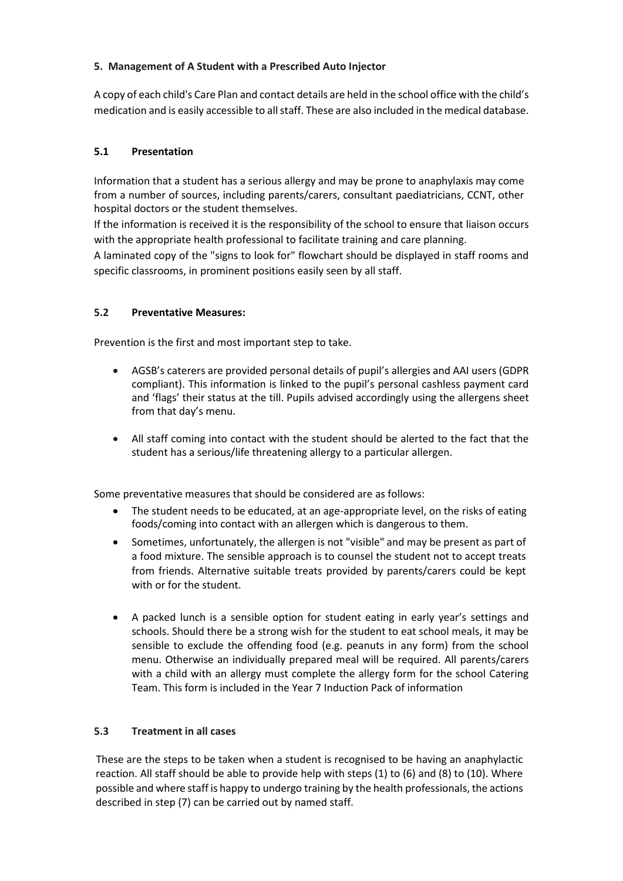### 5. Management of A Student with a Prescribed Auto Injector

A copy of each child's Care Plan and contact details are held in the school office with the child's medication and is easily accessible to all staff. These are also included in the medical database.

#### 5.1 Presentation

Information that a student has a serious allergy and may be prone to anaphylaxis may come from a number of sources, including parents/carers, consultant paediatricians, CCNT, other hospital doctors or the student themselves.

If the information is received it is the responsibility of the school to ensure that liaison occurs with the appropriate health professional to facilitate training and care planning.

A laminated copy of the "signs to look for" flowchart should be displayed in staff rooms and specific classrooms, in prominent positions easily seen by all staff.

#### 5.2 Preventative Measures:

Prevention is the first and most important step to take.

- AGSB's caterers are provided personal details of pupil's allergies and AAI users (GDPR compliant). This information is linked to the pupil's personal cashless payment card and 'flags' their status at the till. Pupils advised accordingly using the allergens sheet from that day's menu.
- All staff coming into contact with the student should be alerted to the fact that the student has a serious/life threatening allergy to a particular allergen.

Some preventative measures that should be considered are as follows:

- The student needs to be educated, at an age-appropriate level, on the risks of eating foods/coming into contact with an allergen which is dangerous to them.
- Sometimes, unfortunately, the allergen is not "visible" and may be present as part of a food mixture. The sensible approach is to counsel the student not to accept treats from friends. Alternative suitable treats provided by parents/carers could be kept with or for the student.
- A packed lunch is a sensible option for student eating in early year's settings and schools. Should there be a strong wish for the student to eat school meals, it may be sensible to exclude the offending food (e.g. peanuts in any form) from the school menu. Otherwise an individually prepared meal will be required. All parents/carers with a child with an allergy must complete the allergy form for the school Catering Team. This form is included in the Year 7 Induction Pack of information

#### 5.3 Treatment in all cases

These are the steps to be taken when a student is recognised to be having an anaphylactic reaction. All staff should be able to provide help with steps (1) to (6) and (8) to (10). Where possible and where staff is happy to undergo training by the health professionals, the actions described in step (7) can be carried out by named staff.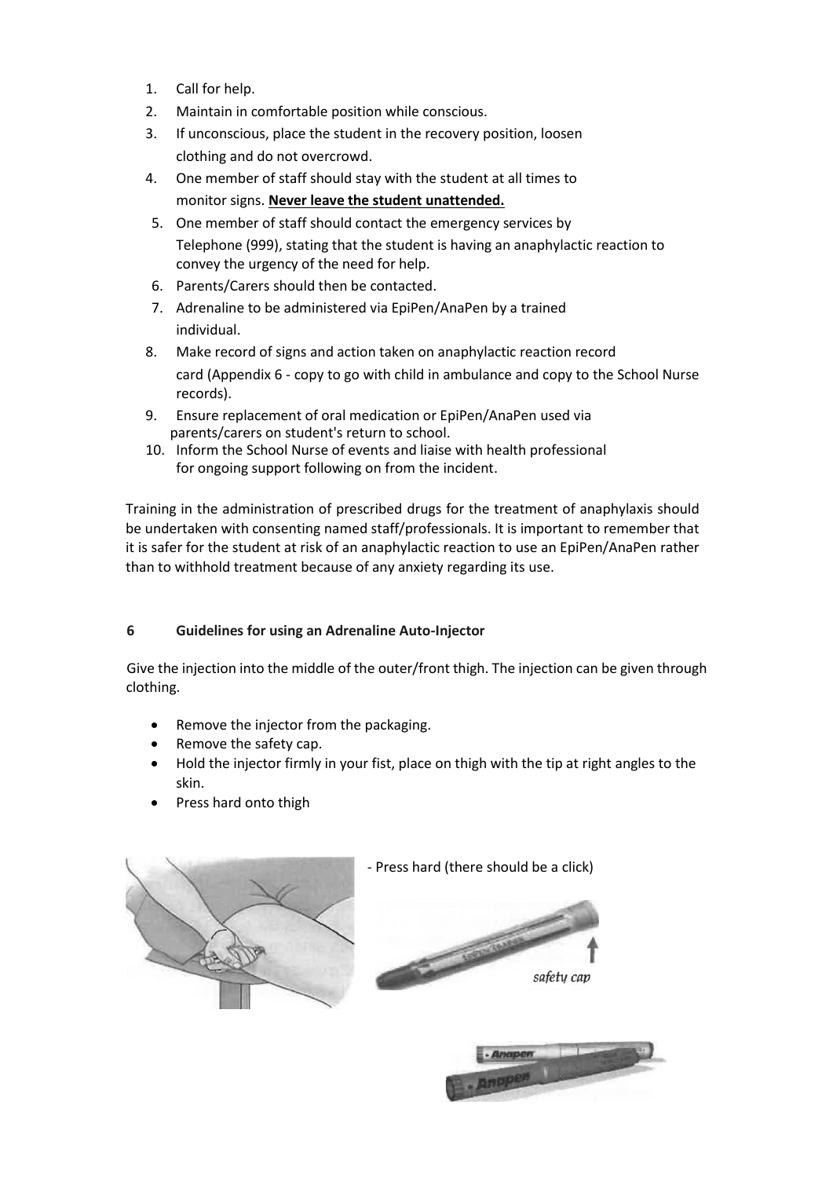1. Call for help.
2. Maintain in comfortable position while conscious.
3. If unconscious, place the student in the recovery position, loosen clothing and do not overcrowd.
4. One member of staff should stay with the student at all times to monitor signs. **Never leave the student unattended.**
5. One member of staff should contact the emergency services by Telephone (999), stating that the student is having an anaphylactic reaction to convey the urgency of the need for help.
6. Parents/Carers should then be contacted.
7. Adrenaline to be administered via EpiPen/AnaPen by a trained individual.
8. Make record of signs and action taken on anaphylactic reaction record card (Appendix 6 - copy to go with child in ambulance and copy to the School Nurse records).
9. Ensure replacement of oral medication or EpiPen/AnaPen used via parents/carers on student's return to school.
10. Inform the School Nurse of events and liaise with health professional for ongoing support following on from the incident.

Training in the administration of prescribed drugs for the treatment of anaphylaxis should be undertaken with consenting named staff/professionals. It is important to remember that it is safer for the student at risk of an anaphylactic reaction to use an EpiPen/AnaPen rather than to withhold treatment because of any anxiety regarding its use.

## 6 Guidelines for using an Adrenaline Auto-Injector

Give the injection into the middle of the outer/front thigh. The injection can be given through clothing.

- Remove the injector from the packaging.
- Remove the safety cap.
- Hold the injector firmly in your fist, place on thigh with the tip at right angles to the skin.
- Press hard onto thigh

- Press hard (there should be a click)

safety cap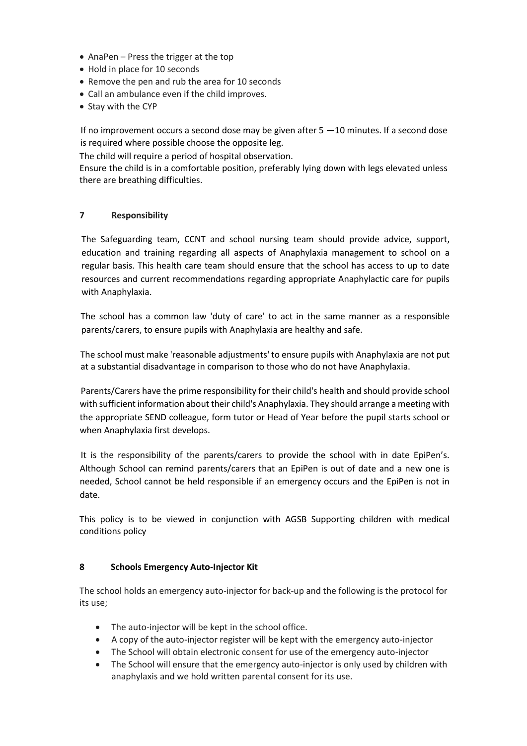- AnaPen – Press the trigger at the top
- Hold in place for 10 seconds
- Remove the pen and rub the area for 10 seconds
- Call an ambulance even if the child improves.
- Stay with the CYP

If no improvement occurs a second dose may be given after 5 —10 minutes. If a second dose is required where possible choose the opposite leg.

The child will require a period of hospital observation.

Ensure the child is in a comfortable position, preferably lying down with legs elevated unless there are breathing difficulties.

## 7 Responsibility

The Safeguarding team, CCNT and school nursing team should provide advice, support, education and training regarding all aspects of Anaphylaxia management to school on a regular basis. This health care team should ensure that the school has access to up to date resources and current recommendations regarding appropriate Anaphylactic care for pupils with Anaphylaxia.

The school has a common law 'duty of care' to act in the same manner as a responsible parents/carers, to ensure pupils with Anaphylaxia are healthy and safe.

The school must make 'reasonable adjustments' to ensure pupils with Anaphylaxia are not put at a substantial disadvantage in comparison to those who do not have Anaphylaxia.

Parents/Carers have the prime responsibility for their child's health and should provide school with sufficient information about their child's Anaphylaxia. They should arrange a meeting with the appropriate SEND colleague, form tutor or Head of Year before the pupil starts school or when Anaphylaxia first develops.

It is the responsibility of the parents/carers to provide the school with in date EpiPen's. Although School can remind parents/carers that an EpiPen is out of date and a new one is needed, School cannot be held responsible if an emergency occurs and the EpiPen is not in date.

This policy is to be viewed in conjunction with AGSB Supporting children with medical conditions policy

## 8 Schools Emergency Auto-Injector Kit

The school holds an emergency auto-injector for back-up and the following is the protocol for its use;

- The auto-injector will be kept in the school office.
- A copy of the auto-injector register will be kept with the emergency auto-injector
- The School will obtain electronic consent for use of the emergency auto-injector
- The School will ensure that the emergency auto-injector is only used by children with anaphylaxis and we hold written parental consent for its use.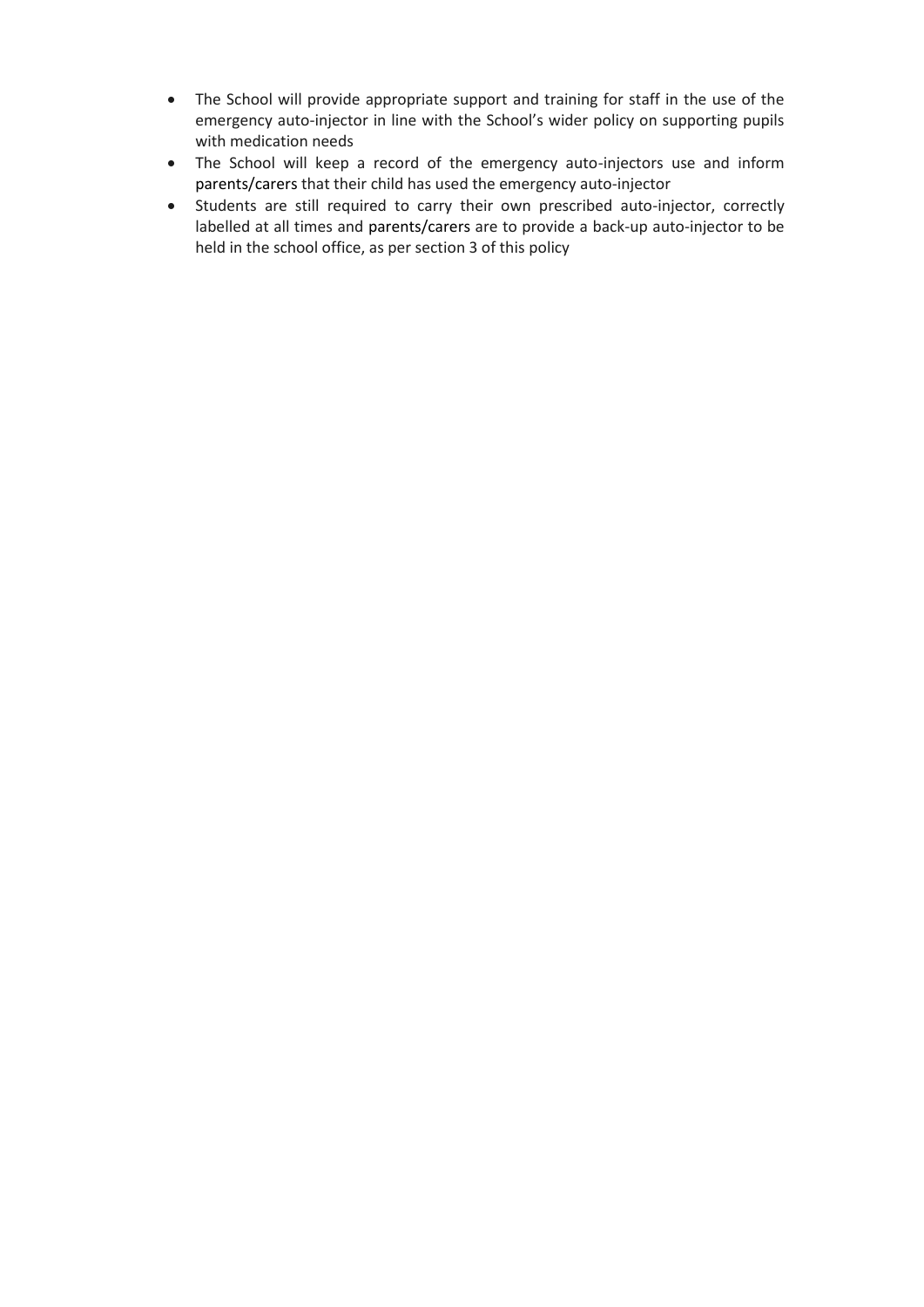- The School will provide appropriate support and training for staff in the use of the emergency auto-injector in line with the School's wider policy on supporting pupils with medication needs
- The School will keep a record of the emergency auto-injectors use and inform parents/carers that their child has used the emergency auto-injector
- Students are still required to carry their own prescribed auto-injector, correctly labelled at all times and parents/carers are to provide a back-up auto-injector to be held in the school office, as per section 3 of this policy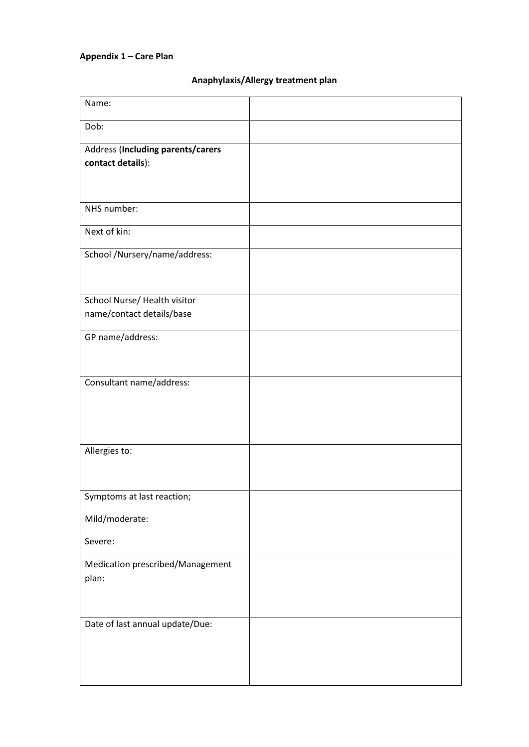**Appendix 1 – Care Plan**

## Anaphylaxis/Allergy treatment plan

| | |
|---|---|
| Name: | |
| Dob: | |
| Address (**Including parents/carers contact details**): | |
| NHS number: | |
| Next of kin: | |
| School /Nursery/name/address: | |
| School Nurse/ Health visitor name/contact details/base | |
| GP name/address: | |
| Consultant name/address: | |
| Allergies to: | |
| Symptoms at last reaction;<br><br>Mild/moderate:<br><br>Severe: | |
| Medication prescribed/Management plan: | |
| Date of last annual update/Due: | |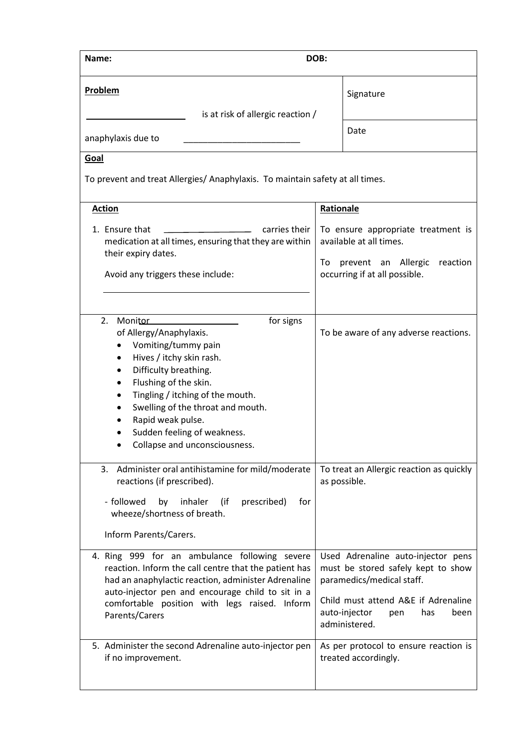| **Name:** | **DOB:** |
|---|---|
| **Problem**<br><br>\_\_\_\_\_\_\_\_\_\_\_\_\_\_\_\_\_\_\_\_ is at risk of allergic reaction / anaphylaxis due to \_\_\_\_\_\_\_\_\_\_\_\_\_\_\_\_\_\_\_\_\_\_\_\_ | Signature<br><br>Date |
| **Goal**<br><br>To prevent and treat Allergies/ Anaphylaxis. To maintain safety at all times. | |

| **Action** | **Rationale** |
|---|---|
| 1. Ensure that \_\_\_\_\_\_\_\_\_\_\_\_\_\_\_\_\_\_ carries their medication at all times, ensuring that they are within their expiry dates.<br><br>Avoid any triggers these include:<br><br>\_\_\_\_\_\_\_\_\_\_\_\_\_\_\_\_\_\_\_\_\_\_\_\_\_\_\_\_\_\_\_\_\_\_\_\_\_\_\_\_\_\_\_\_ | To ensure appropriate treatment is available at all times.<br><br>To prevent an Allergic reaction occurring if at all possible. |
| 2. Monitor \_\_\_\_\_\_\_\_\_\_\_\_\_\_\_\_\_\_\_\_ for signs of Allergy/Anaphylaxis.<br>• Vomiting/tummy pain<br>• Hives / itchy skin rash.<br>• Difficulty breathing.<br>• Flushing of the skin.<br>• Tingling / itching of the mouth.<br>• Swelling of the throat and mouth.<br>• Rapid weak pulse.<br>• Sudden feeling of weakness.<br>• Collapse and unconsciousness. | To be aware of any adverse reactions. |
| 3. Administer oral antihistamine for mild/moderate reactions (if prescribed).<br><br>- followed by inhaler (if prescribed) for wheeze/shortness of breath.<br><br>Inform Parents/Carers. | To treat an Allergic reaction as quickly as possible. |
| 4. Ring 999 for an ambulance following severe reaction. Inform the call centre that the patient has had an anaphylactic reaction, administer Adrenaline auto-injector pen and encourage child to sit in a comfortable position with legs raised. Inform Parents/Carers | Used Adrenaline auto-injector pens must be stored safely kept to show paramedics/medical staff.<br><br>Child must attend A&E if Adrenaline auto-injector pen has been administered. |
| 5. Administer the second Adrenaline auto-injector pen if no improvement. | As per protocol to ensure reaction is treated accordingly. |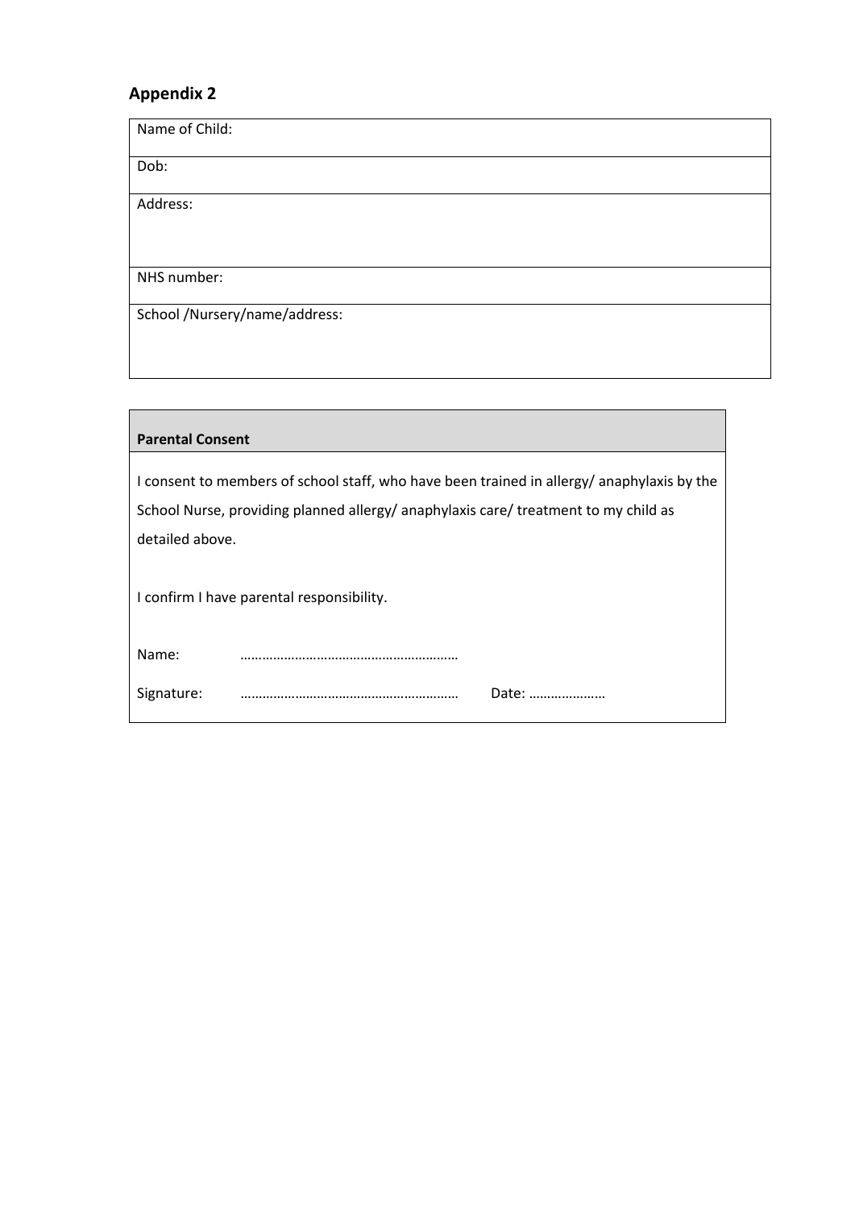## Appendix 2

| Name of Child: |
|---|
| Dob: |
| Address: |
| NHS number: |
| School /Nursery/name/address: |

| **Parental Consent** |
|---|
| I consent to members of school staff, who have been trained in allergy/ anaphylaxis by the School Nurse, providing planned allergy/ anaphylaxis care/ treatment to my child as detailed above.<br><br>I confirm I have parental responsibility.<br><br>Name: ……………………………………………………<br><br>Signature: …………………………………………………… Date: ………………… |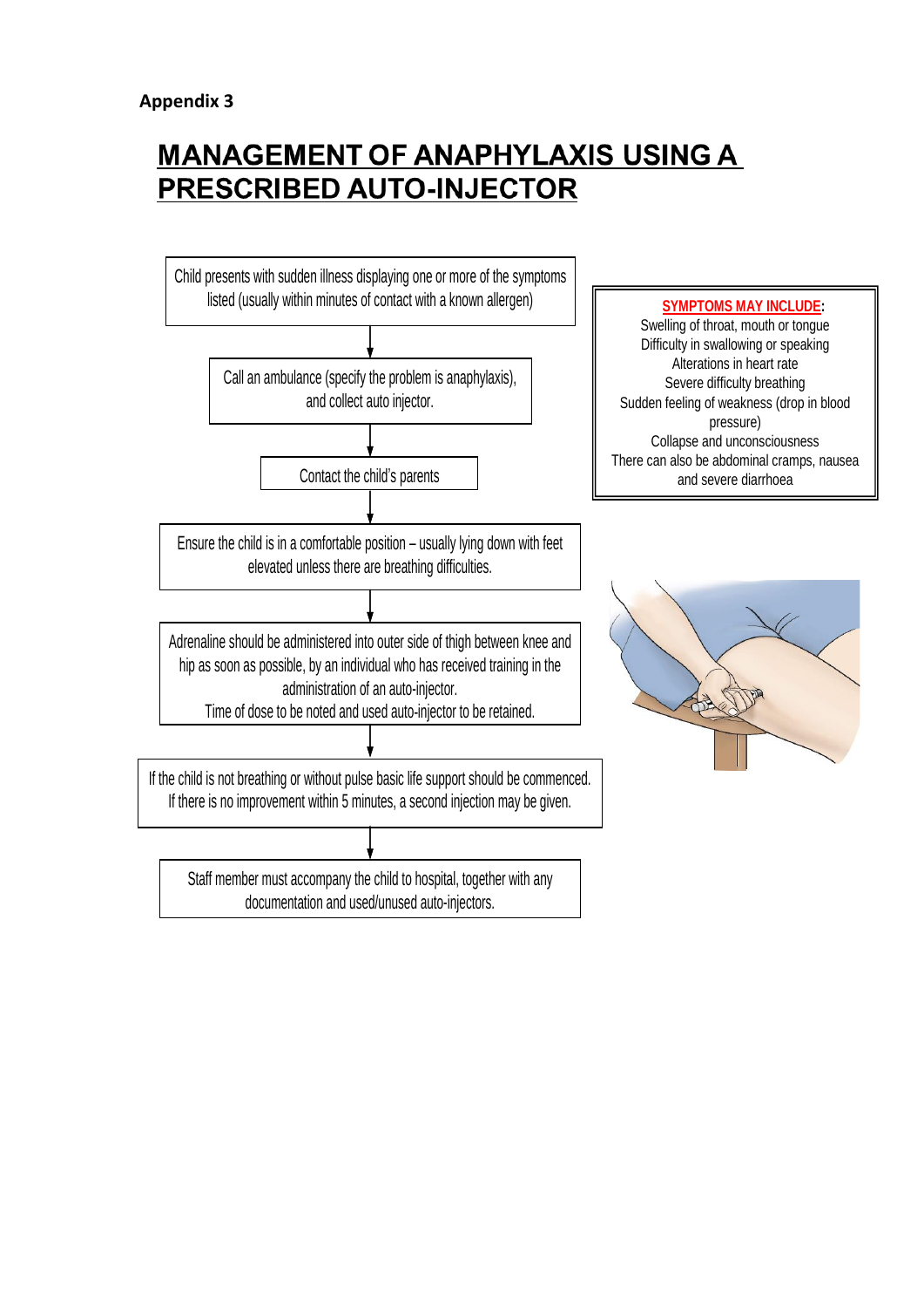**Appendix 3**

# MANAGEMENT OF ANAPHYLAXIS USING A PRESCRIBED AUTO-INJECTOR

Child presents with sudden illness displaying one or more of the symptoms listed (usually within minutes of contact with a known allergen)

↓

Call an ambulance (specify the problem is anaphylaxis), and collect auto injector.

↓

Contact the child's parents

↓

Ensure the child is in a comfortable position – usually lying down with feet elevated unless there are breathing difficulties.

↓

Adrenaline should be administered into outer side of thigh between knee and hip as soon as possible, by an individual who has received training in the administration of an auto-injector.
Time of dose to be noted and used auto-injector to be retained.

↓

If the child is not breathing or without pulse basic life support should be commenced.
If there is no improvement within 5 minutes, a second injection may be given.

↓

Staff member must accompany the child to hospital, together with any documentation and used/unused auto-injectors.

**SYMPTOMS MAY INCLUDE:**

Swelling of throat, mouth or tongue
Difficulty in swallowing or speaking
Alterations in heart rate
Severe difficulty breathing
Sudden feeling of weakness (drop in blood pressure)
Collapse and unconsciousness
There can also be abdominal cramps, nausea and severe diarrhoea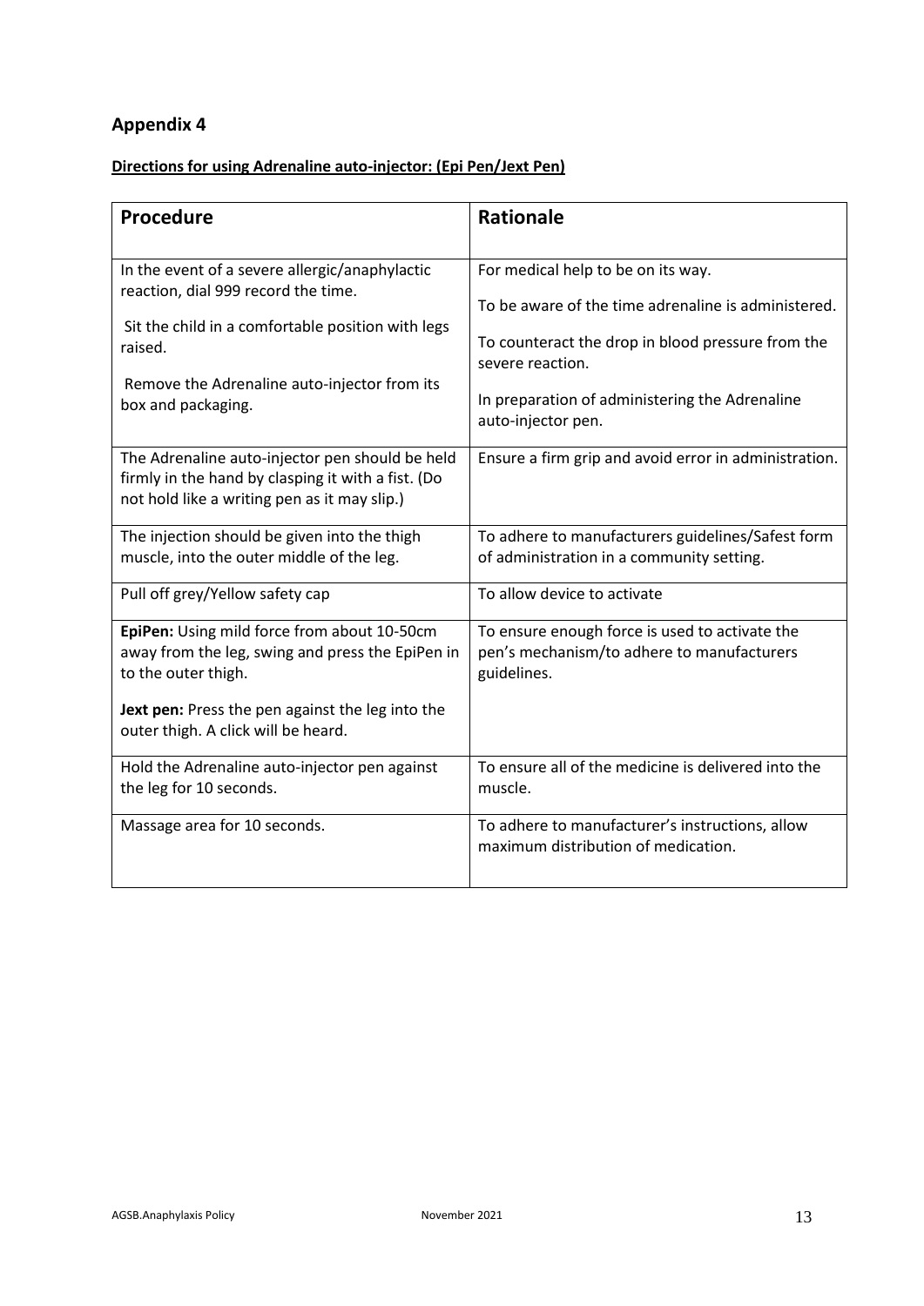## Appendix 4

**Directions for using Adrenaline auto-injector: (Epi Pen/Jext Pen)**

| Procedure | Rationale |
|---|---|
| In the event of a severe allergic/anaphylactic reaction, dial 999 record the time.<br><br>Sit the child in a comfortable position with legs raised.<br><br>Remove the Adrenaline auto-injector from its box and packaging. | For medical help to be on its way.<br><br>To be aware of the time adrenaline is administered.<br><br>To counteract the drop in blood pressure from the severe reaction.<br><br>In preparation of administering the Adrenaline auto-injector pen. |
| The Adrenaline auto-injector pen should be held firmly in the hand by clasping it with a fist. (Do not hold like a writing pen as it may slip.) | Ensure a firm grip and avoid error in administration. |
| The injection should be given into the thigh muscle, into the outer middle of the leg. | To adhere to manufacturers guidelines/Safest form of administration in a community setting. |
| Pull off grey/Yellow safety cap | To allow device to activate |
| **EpiPen:** Using mild force from about 10-50cm away from the leg, swing and press the EpiPen in to the outer thigh.<br><br>**Jext pen:** Press the pen against the leg into the outer thigh. A click will be heard. | To ensure enough force is used to activate the pen's mechanism/to adhere to manufacturers guidelines. |
| Hold the Adrenaline auto-injector pen against the leg for 10 seconds. | To ensure all of the medicine is delivered into the muscle. |
| Massage area for 10 seconds. | To adhere to manufacturer's instructions, allow maximum distribution of medication. |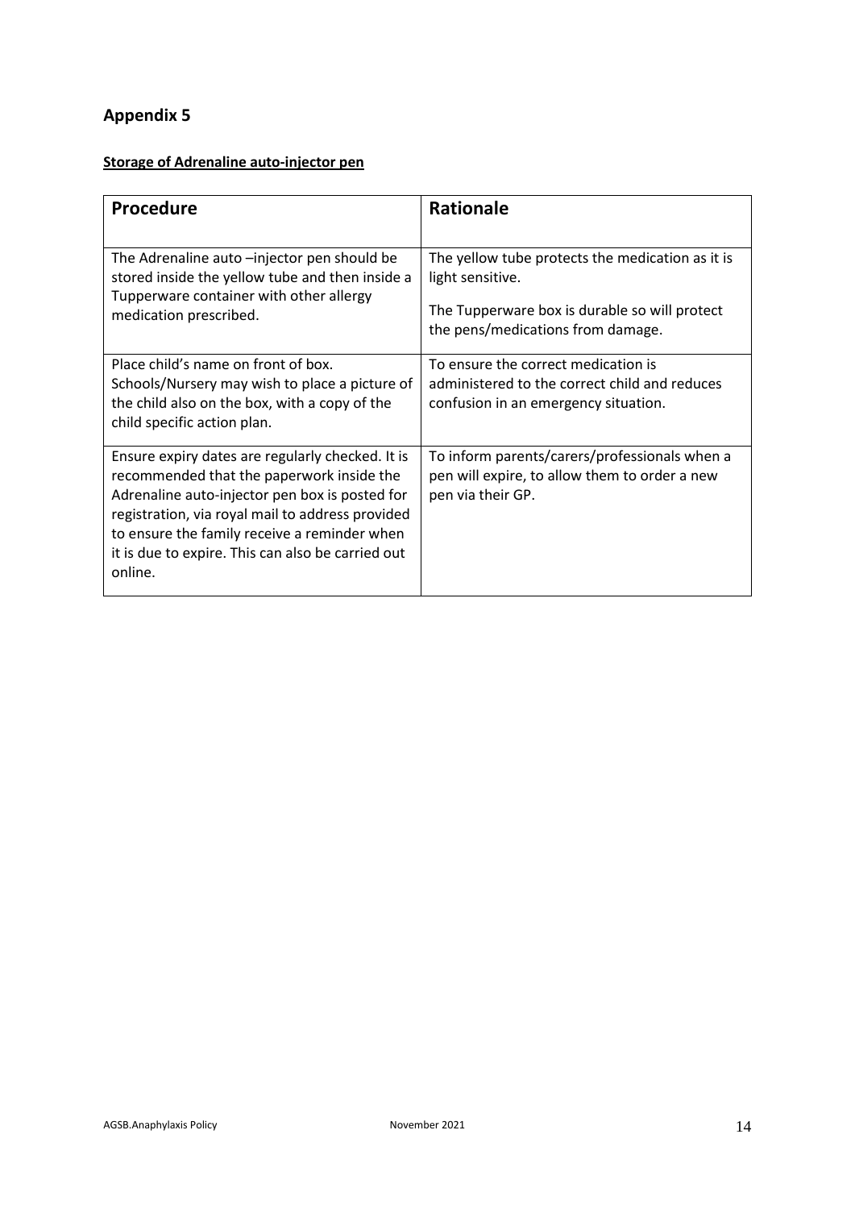## Appendix 5

**Storage of Adrenaline auto-injector pen**

| Procedure | Rationale |
|---|---|
| The Adrenaline auto –injector pen should be stored inside the yellow tube and then inside a Tupperware container with other allergy medication prescribed. | The yellow tube protects the medication as it is light sensitive.<br><br>The Tupperware box is durable so will protect the pens/medications from damage. |
| Place child's name on front of box. Schools/Nursery may wish to place a picture of the child also on the box, with a copy of the child specific action plan. | To ensure the correct medication is administered to the correct child and reduces confusion in an emergency situation. |
| Ensure expiry dates are regularly checked. It is recommended that the paperwork inside the Adrenaline auto-injector pen box is posted for registration, via royal mail to address provided to ensure the family receive a reminder when it is due to expire. This can also be carried out online. | To inform parents/carers/professionals when a pen will expire, to allow them to order a new pen via their GP. |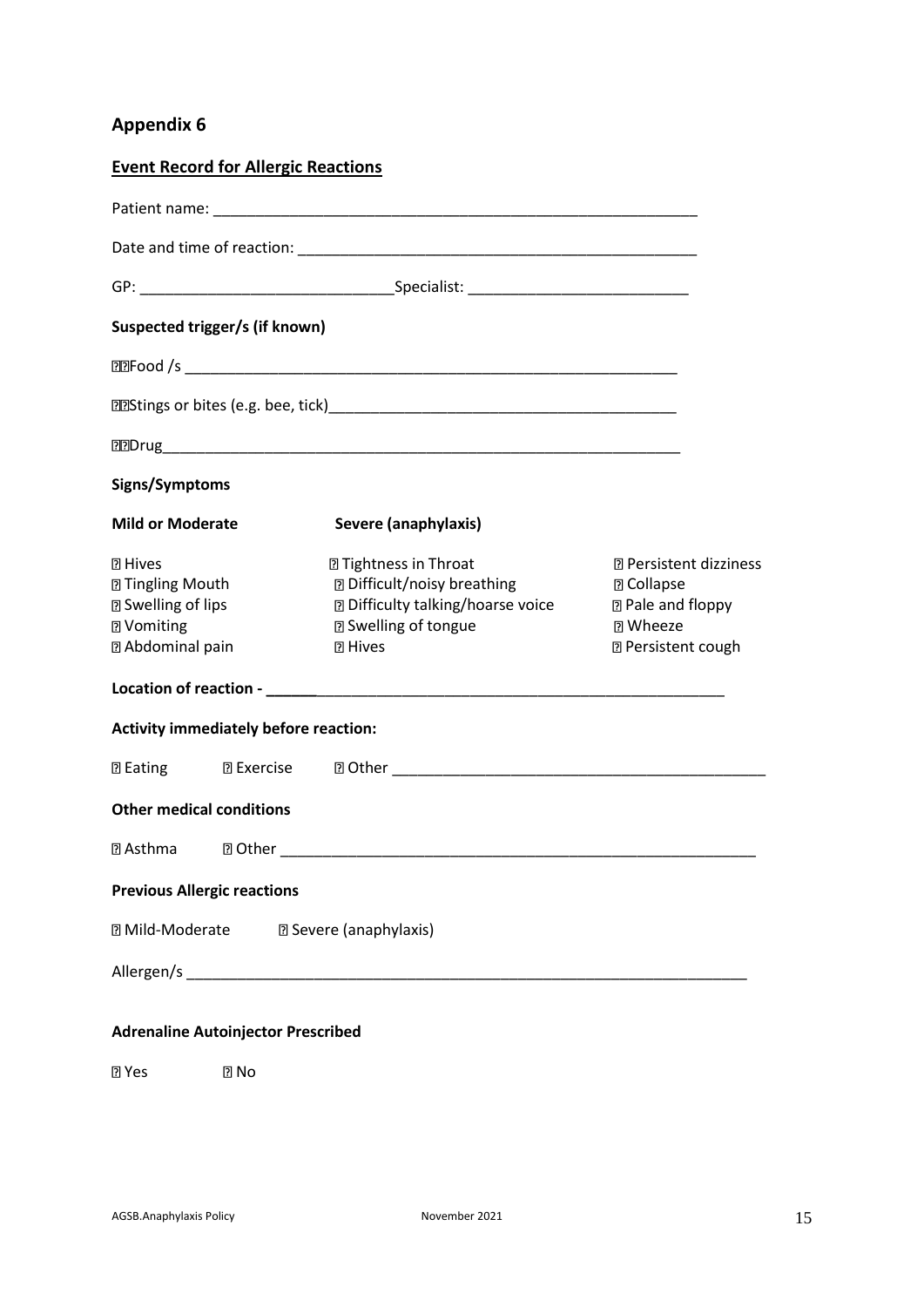## Appendix 6

**Event Record for Allergic Reactions**

Patient name: ___________________________________________________________

Date and time of reaction: ________________________________________________

GP: ______________________________Specialist: __________________________

**Suspected trigger/s (if known)**

☐ Food /s __________________________________________________________

☐ Stings or bites (e.g. bee, tick)__________________________________________

☐ Drug_____________________________________________________________

**Signs/Symptoms**

| **Mild or Moderate** | **Severe (anaphylaxis)** | |
|---|---|---|
| ☐ Hives | ☐ Tightness in Throat | ☐ Persistent dizziness |
| ☐ Tingling Mouth | ☐ Difficult/noisy breathing | ☐ Collapse |
| ☐ Swelling of lips | ☐ Difficulty talking/hoarse voice | ☐ Pale and floppy |
| ☐ Vomiting | ☐ Swelling of tongue | ☐ Wheeze |
| ☐ Abdominal pain | ☐ Hives | ☐ Persistent cough |

**Location of reaction - ______**__________________________________________________

**Activity immediately before reaction:**

☐ Eating ☐ Exercise ☐ Other ____________________________________________

**Other medical conditions**

☐ Asthma ☐ Other ________________________________________________________

**Previous Allergic reactions**

☐ Mild-Moderate ☐ Severe (anaphylaxis)

Allergen/s ____________________________________________________________

**Adrenaline Autoinjector Prescribed**

☐ Yes ☐ No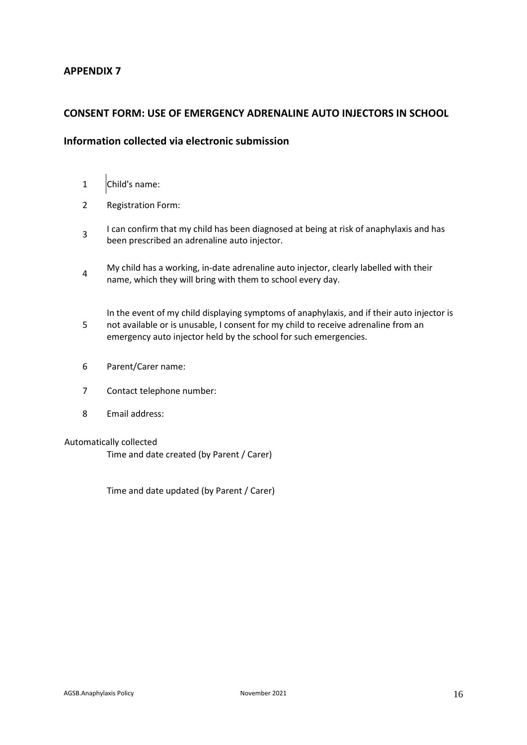## APPENDIX 7

## CONSENT FORM: USE OF EMERGENCY ADRENALINE AUTO INJECTORS IN SCHOOL

## Information collected via electronic submission

1. Child's name:
2. Registration Form:
3. I can confirm that my child has been diagnosed at being at risk of anaphylaxis and has been prescribed an adrenaline auto injector.
4. My child has a working, in-date adrenaline auto injector, clearly labelled with their name, which they will bring with them to school every day.
5. In the event of my child displaying symptoms of anaphylaxis, and if their auto injector is not available or is unusable, I consent for my child to receive adrenaline from an emergency auto injector held by the school for such emergencies.
6. Parent/Carer name:
7. Contact telephone number:
8. Email address:

Automatically collected

Time and date created (by Parent / Carer)

Time and date updated (by Parent / Carer)